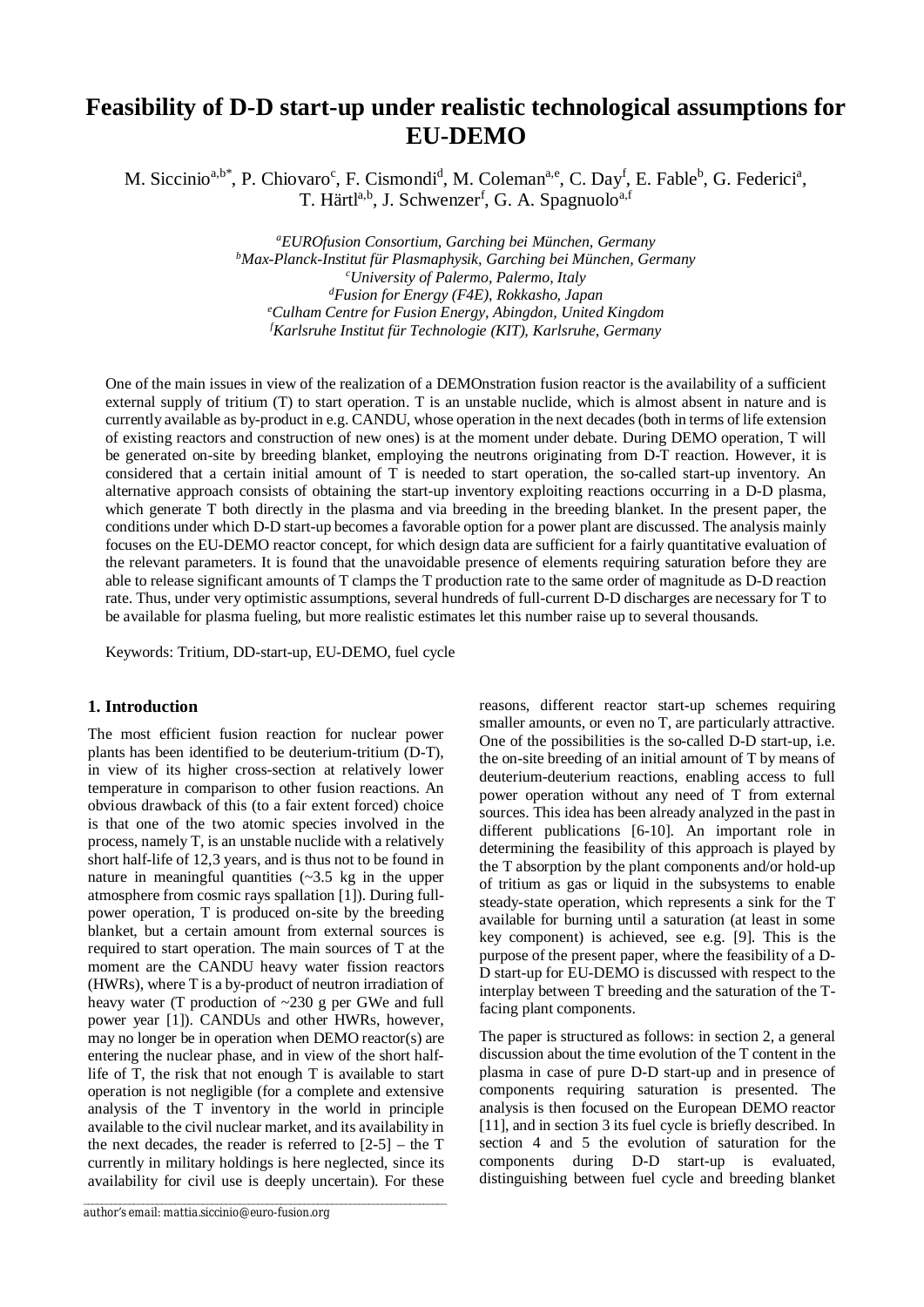# Feasibility of D-D start-up under realistic technological assumptions for EU-DEMO

M. Siccinio[a,b*], P. Chiovaro[c], F. Cismondi[d], M. Coleman[a,e], C. Day[f], E. Fable[b], G. Federici[a], T. Härtl[a,b], J. Schwenzer[f], G. A. Spagnuolo[a,f]

[a]*EUROfusion Consortium, Garching bei München, Germany*
[b]*Max-Planck-Institut für Plasmaphysik, Garching bei München, Germany*
[c]*University of Palermo, Palermo, Italy*
[d]*Fusion for Energy (F4E), Rokkasho, Japan*
[e]*Culham Centre for Fusion Energy, Abingdon, United Kingdom*
[f]*Karlsruhe Institut für Technologie (KIT), Karlsruhe, Germany*

One of the main issues in view of the realization of a DEMOnstration fusion reactor is the availability of a sufficient external supply of tritium (T) to start operation. T is an unstable nuclide, which is almost absent in nature and is currently available as by-product in e.g. CANDU, whose operation in the next decades (both in terms of life extension of existing reactors and construction of new ones) is at the moment under debate. During DEMO operation, T will be generated on-site by breeding blanket, employing the neutrons originating from D-T reaction. However, it is considered that a certain initial amount of T is needed to start operation, the so-called start-up inventory. An alternative approach consists of obtaining the start-up inventory exploiting reactions occurring in a D-D plasma, which generate T both directly in the plasma and via breeding in the breeding blanket. In the present paper, the conditions under which D-D start-up becomes a favorable option for a power plant are discussed. The analysis mainly focuses on the EU-DEMO reactor concept, for which design data are sufficient for a fairly quantitative evaluation of the relevant parameters. It is found that the unavoidable presence of elements requiring saturation before they are able to release significant amounts of T clamps the T production rate to the same order of magnitude as D-D reaction rate. Thus, under very optimistic assumptions, several hundreds of full-current D-D discharges are necessary for T to be available for plasma fueling, but more realistic estimates let this number raise up to several thousands.

Keywords: Tritium, DD-start-up, EU-DEMO, fuel cycle

## 1. Introduction

The most efficient fusion reaction for nuclear power plants has been identified to be deuterium-tritium (D-T), in view of its higher cross-section at relatively lower temperature in comparison to other fusion reactions. An obvious drawback of this (to a fair extent forced) choice is that one of the two atomic species involved in the process, namely T, is an unstable nuclide with a relatively short half-life of 12,3 years, and is thus not to be found in nature in meaningful quantities (~3.5 kg in the upper atmosphere from cosmic rays spallation [1]). During full-power operation, T is produced on-site by the breeding blanket, but a certain amount from external sources is required to start operation. The main sources of T at the moment are the CANDU heavy water fission reactors (HWRs), where T is a by-product of neutron irradiation of heavy water (T production of ~230 g per GWe and full power year [1]). CANDUs and other HWRs, however, may no longer be in operation when DEMO reactor(s) are entering the nuclear phase, and in view of the short half-life of T, the risk that not enough T is available to start operation is not negligible (for a complete and extensive analysis of the T inventory in the world in principle available to the civil nuclear market, and its availability in the next decades, the reader is referred to [2-5] – the T currently in military holdings is here neglected, since its availability for civil use is deeply uncertain). For these reasons, different reactor start-up schemes requiring smaller amounts, or even no T, are particularly attractive. One of the possibilities is the so-called D-D start-up, i.e. the on-site breeding of an initial amount of T by means of deuterium-deuterium reactions, enabling access to full power operation without any need of T from external sources. This idea has been already analyzed in the past in different publications [6-10]. An important role in determining the feasibility of this approach is played by the T absorption by the plant components and/or hold-up of tritium as gas or liquid in the subsystems to enable steady-state operation, which represents a sink for the T available for burning until a saturation (at least in some key component) is achieved, see e.g. [9]. This is the purpose of the present paper, where the feasibility of a D-D start-up for EU-DEMO is discussed with respect to the interplay between T breeding and the saturation of the T-facing plant components.

The paper is structured as follows: in section 2, a general discussion about the time evolution of the T content in the plasma in case of pure D-D start-up and in presence of components requiring saturation is presented. The analysis is then focused on the European DEMO reactor [11], and in section 3 its fuel cycle is briefly described. In section 4 and 5 the evolution of saturation for the components during D-D start-up is evaluated, distinguishing between fuel cycle and breeding blanket

author's email: mattia.siccinio@euro-fusion.org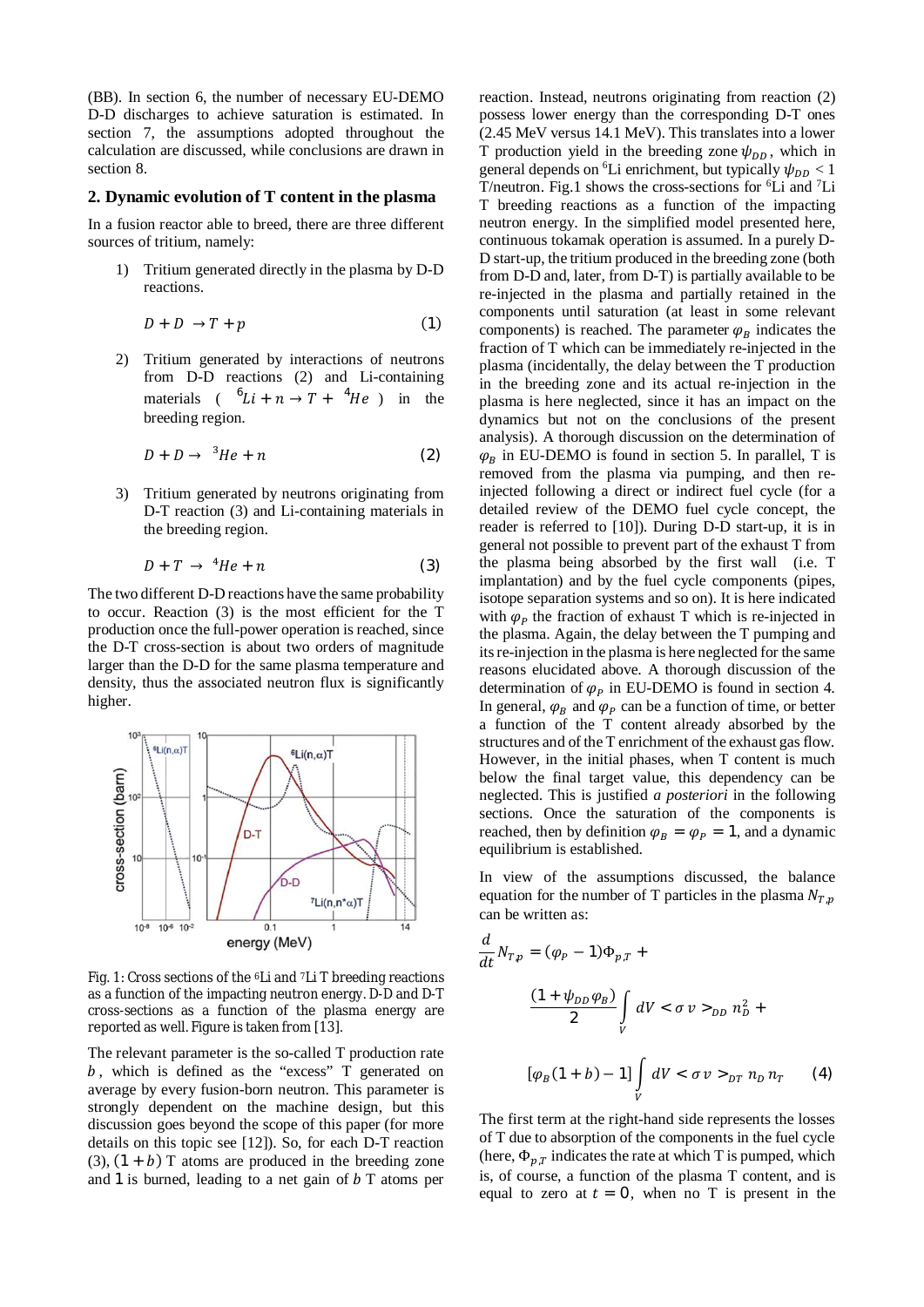(BB). In section 6, the number of necessary EU-DEMO D-D discharges to achieve saturation is estimated. In section 7, the assumptions adopted throughout the calculation are discussed, while conclusions are drawn in section 8.

## 2. Dynamic evolution of T content in the plasma

In a fusion reactor able to breed, there are three different sources of tritium, namely:

1) Tritium generated directly in the plasma by D-D reactions.

$$D + D \rightarrow T + p \tag{1}$$

2) Tritium generated by interactions of neutrons from D-D reactions (2) and Li-containing materials ( $^{6}Li + n \rightarrow T + {}^{4}He$ ) in the breeding region.

$$D + D \rightarrow {}^{3}He + n \tag{2}$$

3) Tritium generated by neutrons originating from D-T reaction (3) and Li-containing materials in the breeding region.

$$D + T \rightarrow {}^{4}He + n \tag{3}$$

The two different D-D reactions have the same probability to occur. Reaction (3) is the most efficient for the T production once the full-power operation is reached, since the D-T cross-section is about two orders of magnitude larger than the D-D for the same plasma temperature and density, thus the associated neutron flux is significantly higher.

Fig. 1: Cross sections of the $^{6}$Li and $^{7}$Li T breeding reactions as a function of the impacting neutron energy. D-D and D-T cross-sections as a function of the plasma energy are reported as well. Figure is taken from [13].

The relevant parameter is the so-called T production rate $b$, which is defined as the "excess" T generated on average by every fusion-born neutron. This parameter is strongly dependent on the machine design, but this discussion goes beyond the scope of this paper (for more details on this topic see [12]). So, for each D-T reaction (3), $(1 + b)$ T atoms are produced in the breeding zone and 1 is burned, leading to a net gain of $b$ T atoms per reaction. Instead, neutrons originating from reaction (2) possess lower energy than the corresponding D-T ones (2.45 MeV versus 14.1 MeV). This translates into a lower T production yield in the breeding zone $\psi_{DD}$, which in general depends on $^{6}$Li enrichment, but typically $\psi_{DD} < 1$ T/neutron. Fig.1 shows the cross-sections for $^{6}$Li and $^{7}$Li T breeding reactions as a function of the impacting neutron energy. In the simplified model presented here, continuous tokamak operation is assumed. In a purely D-D start-up, the tritium produced in the breeding zone (both from D-D and, later, from D-T) is partially available to be re-injected in the plasma and partially retained in the components until saturation (at least in some relevant components) is reached. The parameter $\varphi_B$ indicates the fraction of T which can be immediately re-injected in the plasma (incidentally, the delay between the T production in the breeding zone and its actual re-injection in the plasma is here neglected, since it has an impact on the dynamics but not on the conclusions of the present analysis). A thorough discussion on the determination of $\varphi_B$ in EU-DEMO is found in section 5. In parallel, T is removed from the plasma via pumping, and then re-injected following a direct or indirect fuel cycle (for a detailed review of the DEMO fuel cycle concept, the reader is referred to [10]). During D-D start-up, it is in general not possible to prevent part of the exhaust T from the plasma being absorbed by the first wall (i.e. T implantation) and by the fuel cycle components (pipes, isotope separation systems and so on). It is here indicated with $\varphi_P$ the fraction of exhaust T which is re-injected in the plasma. Again, the delay between the T pumping and its re-injection in the plasma is here neglected for the same reasons elucidated above. A thorough discussion of the determination of $\varphi_P$ in EU-DEMO is found in section 4. In general, $\varphi_B$ and $\varphi_P$ can be a function of time, or better a function of the T content already absorbed by the structures and of the T enrichment of the exhaust gas flow. However, in the initial phases, when T content is much below the final target value, this dependency can be neglected. This is justified *a posteriori* in the following sections. Once the saturation of the components is reached, then by definition $\varphi_B = \varphi_P = 1$, and a dynamic equilibrium is established.

In view of the assumptions discussed, the balance equation for the number of T particles in the plasma $N_{T,p}$ can be written as:

$$\frac{d}{dt} N_{T,p} = (\varphi_P - 1)\Phi_{p,T} + \frac{(1 + \psi_{DD}\varphi_B)}{2} \int_V dV < \sigma\, v >_{DD} n_D^2 + [\varphi_B(1 + b) - 1] \int_V dV < \sigma\, v >_{DT} n_D\, n_T \tag{4}$$

The first term at the right-hand side represents the losses of T due to absorption of the components in the fuel cycle (here, $\Phi_{p,T}$ indicates the rate at which T is pumped, which is, of course, a function of the plasma T content, and is equal to zero at $t = 0$, when no T is present in the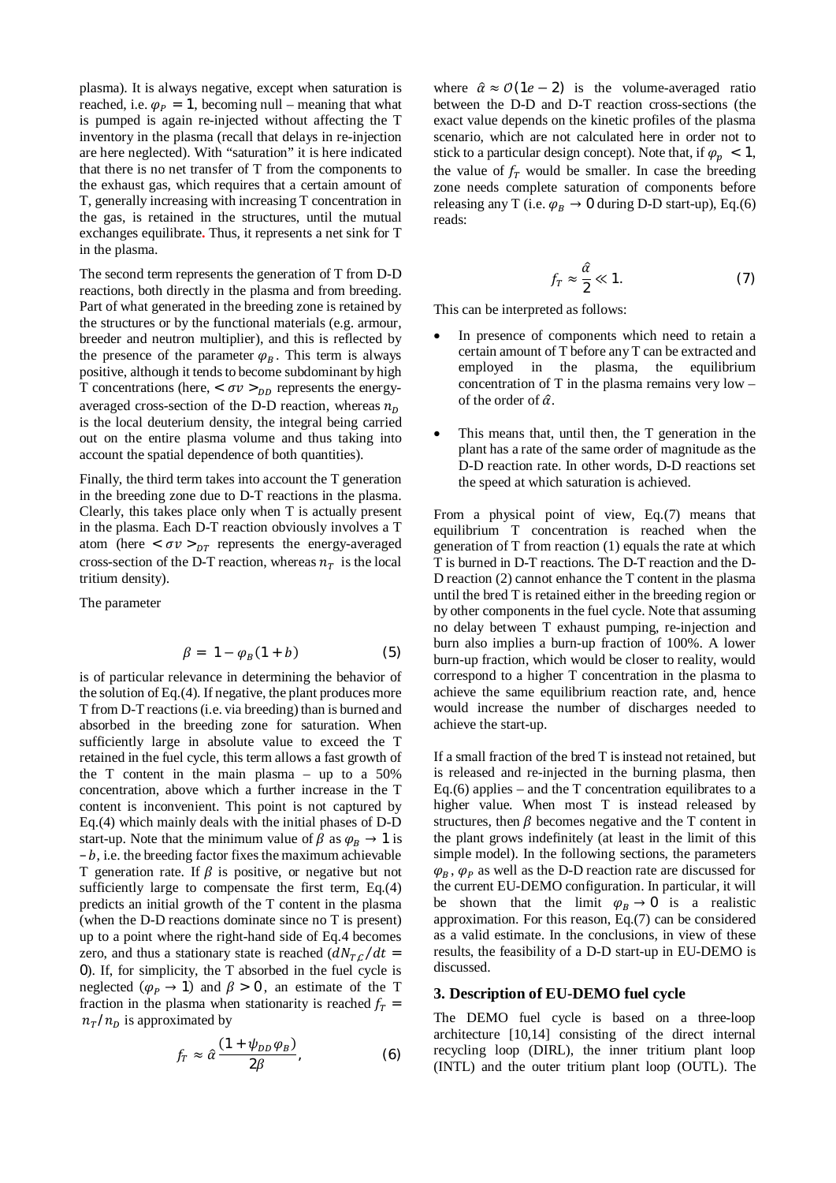plasma). It is always negative, except when saturation is reached, i.e. $\varphi_P = 1$, becoming null – meaning that what is pumped is again re-injected without affecting the T inventory in the plasma (recall that delays in re-injection are here neglected). With "saturation" it is here indicated that there is no net transfer of T from the components to the exhaust gas, which requires that a certain amount of T, generally increasing with increasing T concentration in the gas, is retained in the structures, until the mutual exchanges equilibrate. Thus, it represents a net sink for T in the plasma.

The second term represents the generation of T from D-D reactions, both directly in the plasma and from breeding. Part of what generated in the breeding zone is retained by the structures or by the functional materials (e.g. armour, breeder and neutron multiplier), and this is reflected by the presence of the parameter $\varphi_B$. This term is always positive, although it tends to become subdominant by high T concentrations (here, $<\sigma v>_{DD}$ represents the energy-averaged cross-section of the D-D reaction, whereas $n_D$ is the local deuterium density, the integral being carried out on the entire plasma volume and thus taking into account the spatial dependence of both quantities).

Finally, the third term takes into account the T generation in the breeding zone due to D-T reactions in the plasma. Clearly, this takes place only when T is actually present in the plasma. Each D-T reaction obviously involves a T atom (here $<\sigma v>_{DT}$ represents the energy-averaged cross-section of the D-T reaction, whereas $n_T$ is the local tritium density).

The parameter

$$\beta = 1 - \varphi_B(1 + b) \tag{5}$$

is of particular relevance in determining the behavior of the solution of Eq.(4). If negative, the plant produces more T from D-T reactions (i.e. via breeding) than is burned and absorbed in the breeding zone for saturation. When sufficiently large in absolute value to exceed the T retained in the fuel cycle, this term allows a fast growth of the T content in the main plasma – up to a 50% concentration, above which a further increase in the T content is inconvenient. This point is not captured by Eq.(4) which mainly deals with the initial phases of D-D start-up. Note that the minimum value of $\beta$ as $\varphi_B \to 1$ is $-b$, i.e. the breeding factor fixes the maximum achievable T generation rate. If $\beta$ is positive, or negative but not sufficiently large to compensate the first term, Eq.(4) predicts an initial growth of the T content in the plasma (when the D-D reactions dominate since no T is present) up to a point where the right-hand side of Eq.4 becomes zero, and thus a stationary state is reached ($dN_{T,C}/dt = 0$). If, for simplicity, the T absorbed in the fuel cycle is neglected ($\varphi_P \to 1$) and $\beta > 0$, an estimate of the T fraction in the plasma when stationarity is reached $f_T = n_T/n_D$ is approximated by

$$f_T \approx \hat{\alpha}\,\frac{(1 + \psi_{DD}\varphi_B)}{2\beta}, \tag{6}$$

where $\hat{\alpha} \approx O(1e-2)$ is the volume-averaged ratio between the D-D and D-T reaction cross-sections (the exact value depends on the kinetic profiles of the plasma scenario, which are not calculated here in order not to stick to a particular design concept). Note that, if $\varphi_p < 1$, the value of $f_T$ would be smaller. In case the breeding zone needs complete saturation of components before releasing any T (i.e. $\varphi_B \to 0$ during D-D start-up), Eq.(6) reads:

$$f_T \approx \frac{\hat{\alpha}}{2} \ll 1. \tag{7}$$

This can be interpreted as follows:

- In presence of components which need to retain a certain amount of T before any T can be extracted and employed in the plasma, the equilibrium concentration of T in the plasma remains very low – of the order of $\hat{\alpha}$.
- This means that, until then, the T generation in the plant has a rate of the same order of magnitude as the D-D reaction rate. In other words, D-D reactions set the speed at which saturation is achieved.

From a physical point of view, Eq.(7) means that equilibrium T concentration is reached when the generation of T from reaction (1) equals the rate at which T is burned in D-T reactions. The D-T reaction and the D-D reaction (2) cannot enhance the T content in the plasma until the bred T is retained either in the breeding region or by other components in the fuel cycle. Note that assuming no delay between T exhaust pumping, re-injection and burn also implies a burn-up fraction of 100%. A lower burn-up fraction, which would be closer to reality, would correspond to a higher T concentration in the plasma to achieve the same equilibrium reaction rate, and, hence would increase the number of discharges needed to achieve the start-up.

If a small fraction of the bred T is instead not retained, but is released and re-injected in the burning plasma, then Eq.(6) applies – and the T concentration equilibrates to a higher value. When most T is instead released by structures, then $\beta$ becomes negative and the T content in the plant grows indefinitely (at least in the limit of this simple model). In the following sections, the parameters $\varphi_B$, $\varphi_P$ as well as the D-D reaction rate are discussed for the current EU-DEMO configuration. In particular, it will be shown that the limit $\varphi_B \to 0$ is a realistic approximation. For this reason, Eq.(7) can be considered as a valid estimate. In the conclusions, in view of these results, the feasibility of a D-D start-up in EU-DEMO is discussed.

## 3. Description of EU-DEMO fuel cycle

The DEMO fuel cycle is based on a three-loop architecture [10,14] consisting of the direct internal recycling loop (DIRL), the inner tritium plant loop (INTL) and the outer tritium plant loop (OUTL). The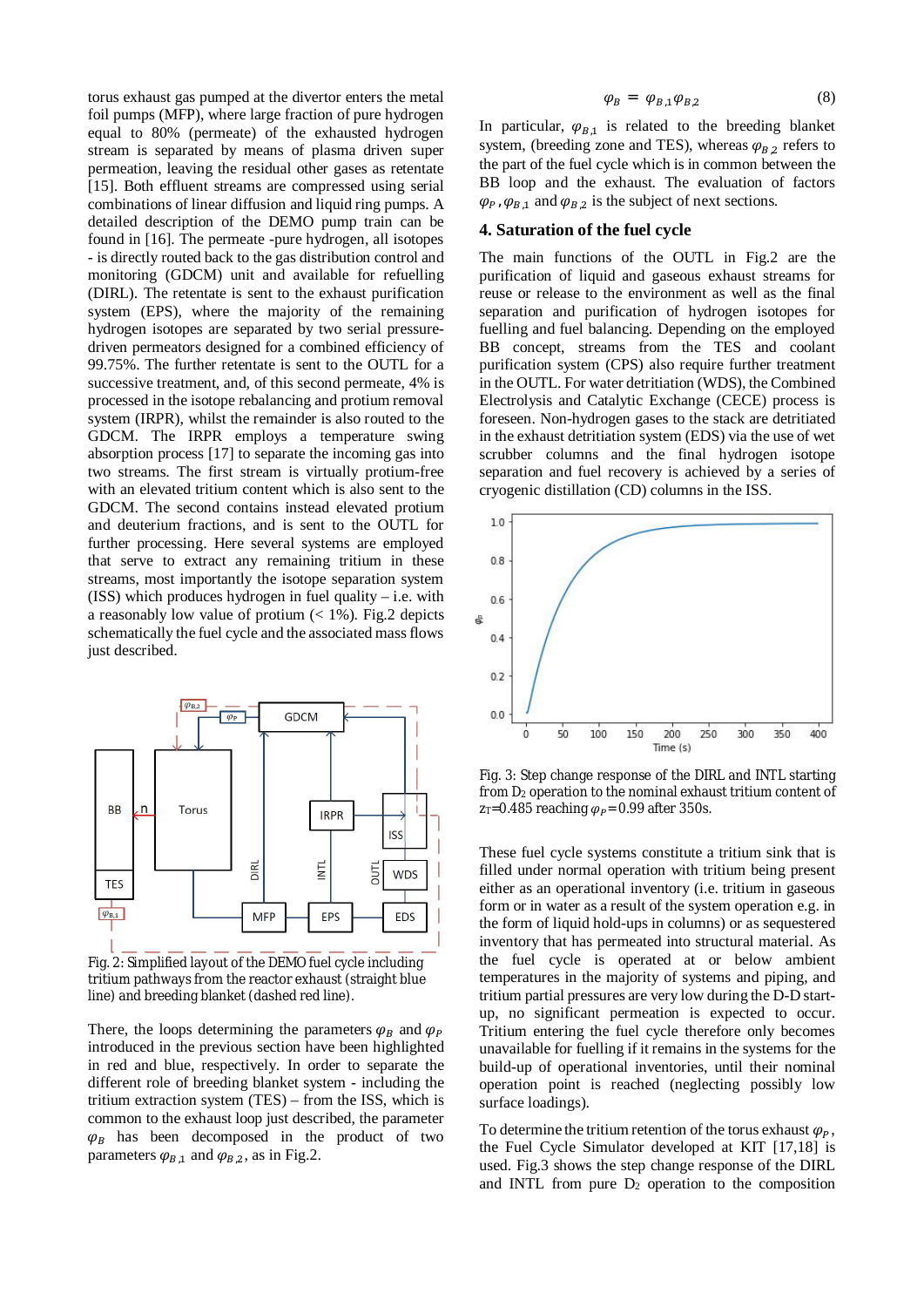torus exhaust gas pumped at the divertor enters the metal foil pumps (MFP), where large fraction of pure hydrogen equal to 80% (permeate) of the exhausted hydrogen stream is separated by means of plasma driven super permeation, leaving the residual other gases as retentate [15]. Both effluent streams are compressed using serial combinations of linear diffusion and liquid ring pumps. A detailed description of the DEMO pump train can be found in [16]. The permeate -pure hydrogen, all isotopes - is directly routed back to the gas distribution control and monitoring (GDCM) unit and available for refuelling (DIRL). The retentate is sent to the exhaust purification system (EPS), where the majority of the remaining hydrogen isotopes are separated by two serial pressure-driven permeators designed for a combined efficiency of 99.75%. The further retentate is sent to the OUTL for a successive treatment, and, of this second permeate, 4% is processed in the isotope rebalancing and protium removal system (IRPR), whilst the remainder is also routed to the GDCM. The IRPR employs a temperature swing absorption process [17] to separate the incoming gas into two streams. The first stream is virtually protium-free with an elevated tritium content which is also sent to the GDCM. The second contains instead elevated protium and deuterium fractions, and is sent to the OUTL for further processing. Here several systems are employed that serve to extract any remaining tritium in these streams, most importantly the isotope separation system (ISS) which produces hydrogen in fuel quality – i.e. with a reasonably low value of protium (< 1%). Fig.2 depicts schematically the fuel cycle and the associated mass flows just described.

Fig. 2: Simplified layout of the DEMO fuel cycle including tritium pathways from the reactor exhaust (straight blue line) and breeding blanket (dashed red line).

There, the loops determining the parameters $\varphi_B$ and $\varphi_P$ introduced in the previous section have been highlighted in red and blue, respectively. In order to separate the different role of breeding blanket system - including the tritium extraction system (TES) – from the ISS, which is common to the exhaust loop just described, the parameter $\varphi_B$ has been decomposed in the product of two parameters $\varphi_{B,1}$ and $\varphi_{B,2}$, as in Fig.2.

$$\varphi_B = \varphi_{B,1}\varphi_{B,2} \tag{8}$$

In particular, $\varphi_{B,1}$ is related to the breeding blanket system, (breeding zone and TES), whereas $\varphi_{B,2}$ refers to the part of the fuel cycle which is in common between the BB loop and the exhaust. The evaluation of factors $\varphi_P$, $\varphi_{B,1}$ and $\varphi_{B,2}$ is the subject of next sections.

## 4. Saturation of the fuel cycle

The main functions of the OUTL in Fig.2 are the purification of liquid and gaseous exhaust streams for reuse or release to the environment as well as the final separation and purification of hydrogen isotopes for fuelling and fuel balancing. Depending on the employed BB concept, streams from the TES and coolant purification system (CPS) also require further treatment in the OUTL. For water detritiation (WDS), the Combined Electrolysis and Catalytic Exchange (CECE) process is foreseen. Non-hydrogen gases to the stack are detritiated in the exhaust detritiation system (EDS) via the use of wet scrubber columns and the final hydrogen isotope separation and fuel recovery is achieved by a series of cryogenic distillation (CD) columns in the ISS.

Fig. 3: Step change response of the DIRL and INTL starting from $D_2$ operation to the nominal exhaust tritium content of $z_T$=0.485 reaching $\varphi_P$=0.99 after 350s.

These fuel cycle systems constitute a tritium sink that is filled under normal operation with tritium being present either as an operational inventory (i.e. tritium in gaseous form or in water as a result of the system operation e.g. in the form of liquid hold-ups in columns) or as sequestered inventory that has permeated into structural material. As the fuel cycle is operated at or below ambient temperatures in the majority of systems and piping, and tritium partial pressures are very low during the D-D start-up, no significant permeation is expected to occur. Tritium entering the fuel cycle therefore only becomes unavailable for fuelling if it remains in the systems for the build-up of operational inventories, until their nominal operation point is reached (neglecting possibly low surface loadings).

To determine the tritium retention of the torus exhaust $\varphi_P$, the Fuel Cycle Simulator developed at KIT [17,18] is used. Fig.3 shows the step change response of the DIRL and INTL from pure $D_2$ operation to the composition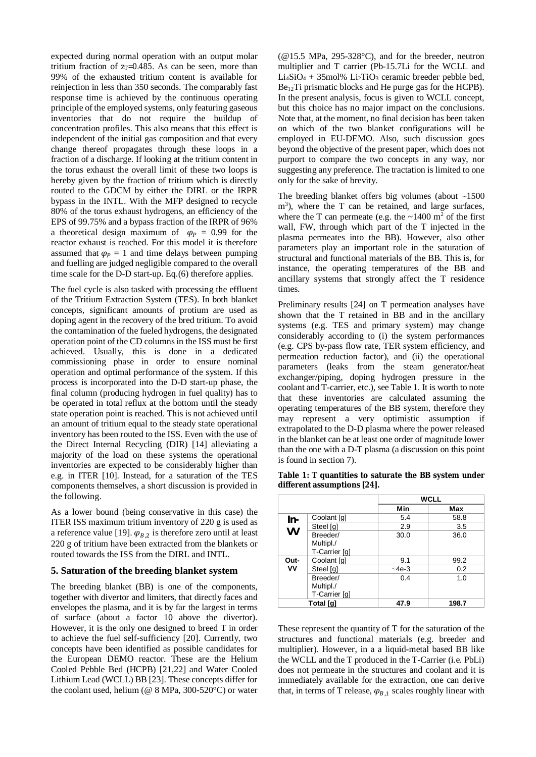expected during normal operation with an output molar tritium fraction of $z_T$=0.485. As can be seen, more than 99% of the exhausted tritium content is available for reinjection in less than 350 seconds. The comparably fast response time is achieved by the continuous operating principle of the employed systems, only featuring gaseous inventories that do not require the buildup of concentration profiles. This also means that this effect is independent of the initial gas composition and that every change thereof propagates through these loops in a fraction of a discharge. If looking at the tritium content in the torus exhaust the overall limit of these two loops is hereby given by the fraction of tritium which is directly routed to the GDCM by either the DIRL or the IRPR bypass in the INTL. With the MFP designed to recycle 80% of the torus exhaust hydrogens, an efficiency of the EPS of 99.75% and a bypass fraction of the IRPR of 96% a theoretical design maximum of $\varphi_P$ = 0.99 for the reactor exhaust is reached. For this model it is therefore assumed that $\varphi_P$ = 1 and time delays between pumping and fuelling are judged negligible compared to the overall time scale for the D-D start-up. Eq.(6) therefore applies.

The fuel cycle is also tasked with processing the effluent of the Tritium Extraction System (TES). In both blanket concepts, significant amounts of protium are used as doping agent in the recovery of the bred tritium. To avoid the contamination of the fueled hydrogens, the designated operation point of the CD columns in the ISS must be first achieved. Usually, this is done in a dedicated commissioning phase in order to ensure nominal operation and optimal performance of the system. If this process is incorporated into the D-D start-up phase, the final column (producing hydrogen in fuel quality) has to be operated in total reflux at the bottom until the steady state operation point is reached. This is not achieved until an amount of tritium equal to the steady state operational inventory has been routed to the ISS. Even with the use of the Direct Internal Recycling (DIR) [14] alleviating a majority of the load on these systems the operational inventories are expected to be considerably higher than e.g. in ITER [10]. Instead, for a saturation of the TES components themselves, a short discussion is provided in the following.

As a lower bound (being conservative in this case) the ITER ISS maximum tritium inventory of 220 g is used as a reference value [19]. $\varphi_{B,2}$ is therefore zero until at least 220 g of tritium have been extracted from the blankets or routed towards the ISS from the DIRL and INTL.

## 5. Saturation of the breeding blanket system

The breeding blanket (BB) is one of the components, together with divertor and limiters, that directly faces and envelopes the plasma, and it is by far the largest in terms of surface (about a factor 10 above the divertor). However, it is the only one designed to breed T in order to achieve the fuel self-sufficiency [20]. Currently, two concepts have been identified as possible candidates for the European DEMO reactor. These are the Helium Cooled Pebble Bed (HCPB) [21,22] and Water Cooled Lithium Lead (WCLL) BB [23]. These concepts differ for the coolant used, helium (@ 8 MPa, 300-520°C) or water (@15.5 MPa, 295-328°C), and for the breeder, neutron multiplier and T carrier (Pb-15.7Li for the WCLL and $Li_4SiO_4$ + 35mol% $Li_2TiO_3$ ceramic breeder pebble bed, $Be_{12}Ti$ prismatic blocks and He purge gas for the HCPB). In the present analysis, focus is given to WCLL concept, but this choice has no major impact on the conclusions. Note that, at the moment, no final decision has been taken on which of the two blanket configurations will be employed in EU-DEMO. Also, such discussion goes beyond the objective of the present paper, which does not purport to compare the two concepts in any way, nor suggesting any preference. The tractation is limited to one only for the sake of brevity.

The breeding blanket offers big volumes (about ~1500 m$^3$), where the T can be retained, and large surfaces, where the T can permeate (e.g. the ~1400 m$^2$ of the first wall, FW, through which part of the T injected in the plasma permeates into the BB). However, also other parameters play an important role in the saturation of structural and functional materials of the BB. This is, for instance, the operating temperatures of the BB and ancillary systems that strongly affect the T residence times.

Preliminary results [24] on T permeation analyses have shown that the T retained in BB and in the ancillary systems (e.g. TES and primary system) may change considerably according to (i) the system performances (e.g. CPS by-pass flow rate, TER system efficiency, and permeation reduction factor), and (ii) the operational parameters (leaks from the steam generator/heat exchanger/piping, doping hydrogen pressure in the coolant and T-carrier, etc.), see Table 1. It is worth to note that these inventories are calculated assuming the operating temperatures of the BB system, therefore they may represent a very optimistic assumption if extrapolated to the D-D plasma where the power released in the blanket can be at least one order of magnitude lower than the one with a D-T plasma (a discussion on this point is found in section 7).

**Table 1: T quantities to saturate the BB system under different assumptions [24].**

| | | WCLL | |
|---|---|---|---|
| | | **Min** | **Max** |
| **In-VV** | Coolant [g] | 5.4 | 58.8 |
| | Steel [g] | 2.9 | 3.5 |
| | Breeder/ Multipl./ T-Carrier [g] | 30.0 | 36.0 |
| **Out-VV** | Coolant [g] | 9.1 | 99.2 |
| | Steel [g] | ~4e-3 | 0.2 |
| | Breeder/ Multipl./ T-Carrier [g] | 0.4 | 1.0 |
| **Total [g]** | | **47.9** | **198.7** |

These represent the quantity of T for the saturation of the structures and functional materials (e.g. breeder and multiplier). However, in a a liquid-metal based BB like the WCLL and the T produced in the T-Carrier (i.e. PbLi) does not permeate in the structures and coolant and it is immediately available for the extraction, one can derive that, in terms of T release, $\varphi_{B,1}$ scales roughly linear with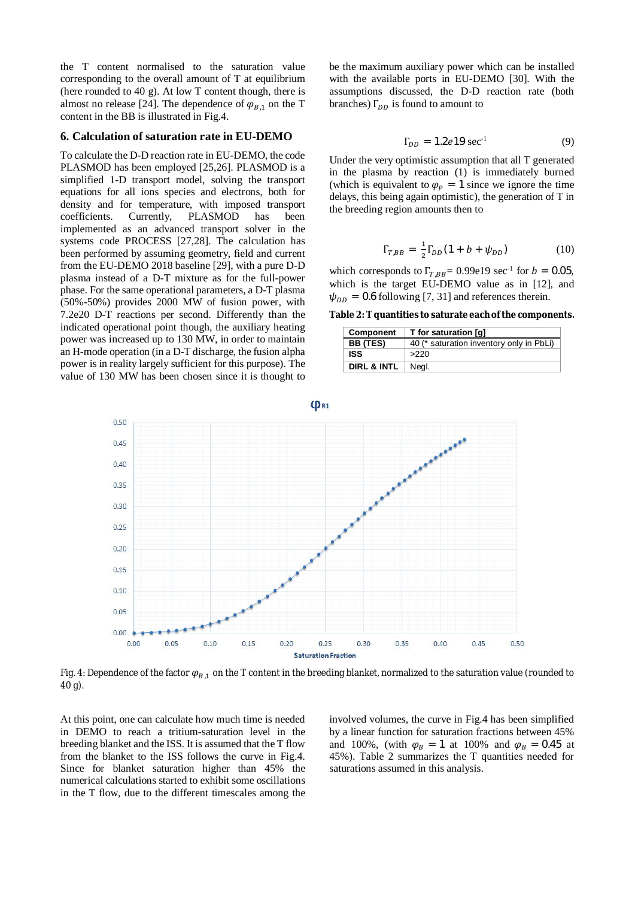the T content normalised to the saturation value corresponding to the overall amount of T at equilibrium (here rounded to 40 g). At low T content though, there is almost no release [24]. The dependence of $\varphi_{B,1}$ on the T content in the BB is illustrated in Fig.4.

## 6. Calculation of saturation rate in EU-DEMO

To calculate the D-D reaction rate in EU-DEMO, the code PLASMOD has been employed [25,26]. PLASMOD is a simplified 1-D transport model, solving the transport equations for all ions species and electrons, both for density and for temperature, with imposed transport coefficients. Currently, PLASMOD has been implemented as an advanced transport solver in the systems code PROCESS [27,28]. The calculation has been performed by assuming geometry, field and current from the EU-DEMO 2018 baseline [29], with a pure D-D plasma instead of a D-T mixture as for the full-power phase. For the same operational parameters, a D-T plasma (50%-50%) provides 2000 MW of fusion power, with 7.2e20 D-T reactions per second. Differently than the indicated operational point though, the auxiliary heating power was increased up to 130 MW, in order to maintain an H-mode operation (in a D-T discharge, the fusion alpha power is in reality largely sufficient for this purpose). The value of 130 MW has been chosen since it is thought to be the maximum auxiliary power which can be installed with the available ports in EU-DEMO [30]. With the assumptions discussed, the D-D reaction rate (both branches) $\Gamma_{DD}$ is found to amount to

$$\Gamma_{DD} = 1.2e19 \text{ sec}^{-1} \tag{9}$$

Under the very optimistic assumption that all T generated in the plasma by reaction (1) is immediately burned (which is equivalent to $\varphi_P = 1$ since we ignore the time delays, this being again optimistic), the generation of T in the breeding region amounts then to

$$\Gamma_{T,BB} = \frac{1}{2}\Gamma_{DD}(1 + b + \psi_{DD}) \tag{10}$$

which corresponds to $\Gamma_{T,BB}$= 0.99e19 sec$^{-1}$ for $b = 0.05$, which is the target EU-DEMO value as in [12], and $\psi_{DD} = 0.6$ following [7, 31] and references therein.

**Table 2: T quantities to saturate each of the components.**

| Component | T for saturation [g] |
|---|---|
| BB (TES) | 40 (* saturation inventory only in PbLi) |
| ISS | >220 |
| DIRL & INTL | Negl. |

Fig. 4: Dependence of the factor $\varphi_{B,1}$ on the T content in the breeding blanket, normalized to the saturation value (rounded to 40 g).

At this point, one can calculate how much time is needed in DEMO to reach a tritium-saturation level in the breeding blanket and the ISS. It is assumed that the T flow from the blanket to the ISS follows the curve in Fig.4. Since for blanket saturation higher than 45% the numerical calculations started to exhibit some oscillations in the T flow, due to the different timescales among the involved volumes, the curve in Fig.4 has been simplified by a linear function for saturation fractions between 45% and 100%, (with $\varphi_B = 1$ at 100% and $\varphi_B = 0.45$ at 45%). Table 2 summarizes the T quantities needed for saturations assumed in this analysis.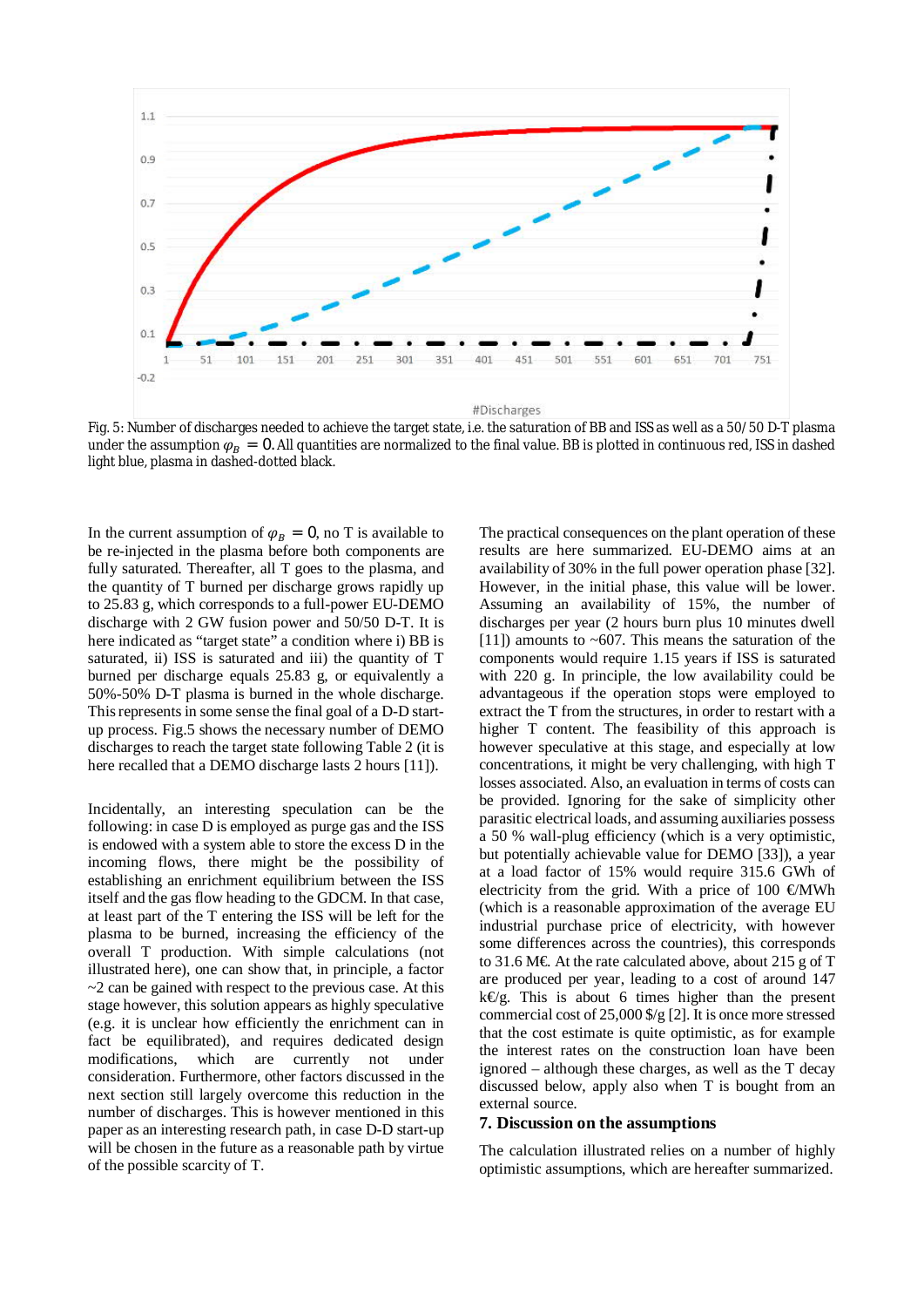Fig. 5: Number of discharges needed to achieve the target state, i.e. the saturation of BB and ISS as well as a 50/50 D-T plasma under the assumption $\varphi_B = 0$. All quantities are normalized to the final value. BB is plotted in continuous red, ISS in dashed light blue, plasma in dashed-dotted black.

In the current assumption of $\varphi_B = 0$, no T is available to be re-injected in the plasma before both components are fully saturated. Thereafter, all T goes to the plasma, and the quantity of T burned per discharge grows rapidly up to 25.83 g, which corresponds to a full-power EU-DEMO discharge with 2 GW fusion power and 50/50 D-T. It is here indicated as "target state" a condition where i) BB is saturated, ii) ISS is saturated and iii) the quantity of T burned per discharge equals 25.83 g, or equivalently a 50%-50% D-T plasma is burned in the whole discharge. This represents in some sense the final goal of a D-D start-up process. Fig.5 shows the necessary number of DEMO discharges to reach the target state following Table 2 (it is here recalled that a DEMO discharge lasts 2 hours [11]).

Incidentally, an interesting speculation can be the following: in case D is employed as purge gas and the ISS is endowed with a system able to store the excess D in the incoming flows, there might be the possibility of establishing an enrichment equilibrium between the ISS itself and the gas flow heading to the GDCM. In that case, at least part of the T entering the ISS will be left for the plasma to be burned, increasing the efficiency of the overall T production. With simple calculations (not illustrated here), one can show that, in principle, a factor ~2 can be gained with respect to the previous case. At this stage however, this solution appears as highly speculative (e.g. it is unclear how efficiently the enrichment can in fact be equilibrated), and requires dedicated design modifications, which are currently not under consideration. Furthermore, other factors discussed in the next section still largely overcome this reduction in the number of discharges. This is however mentioned in this paper as an interesting research path, in case D-D start-up will be chosen in the future as a reasonable path by virtue of the possible scarcity of T.

The practical consequences on the plant operation of these results are here summarized. EU-DEMO aims at an availability of 30% in the full power operation phase [32]. However, in the initial phase, this value will be lower. Assuming an availability of 15%, the number of discharges per year (2 hours burn plus 10 minutes dwell [11]) amounts to ~607. This means the saturation of the components would require 1.15 years if ISS is saturated with 220 g. In principle, the low availability could be advantageous if the operation stops were employed to extract the T from the structures, in order to restart with a higher T content. The feasibility of this approach is however speculative at this stage, and especially at low concentrations, it might be very challenging, with high T losses associated. Also, an evaluation in terms of costs can be provided. Ignoring for the sake of simplicity other parasitic electrical loads, and assuming auxiliaries possess a 50 % wall-plug efficiency (which is a very optimistic, but potentially achievable value for DEMO [33]), a year at a load factor of 15% would require 315.6 GWh of electricity from the grid. With a price of 100 €/MWh (which is a reasonable approximation of the average EU industrial purchase price of electricity, with however some differences across the countries), this corresponds to 31.6 M€. At the rate calculated above, about 215 g of T are produced per year, leading to a cost of around 147 k€/g. This is about 6 times higher than the present commercial cost of 25,000 $/g [2]. It is once more stressed that the cost estimate is quite optimistic, as for example the interest rates on the construction loan have been ignored – although these charges, as well as the T decay discussed below, apply also when T is bought from an external source.

## 7. Discussion on the assumptions

The calculation illustrated relies on a number of highly optimistic assumptions, which are hereafter summarized.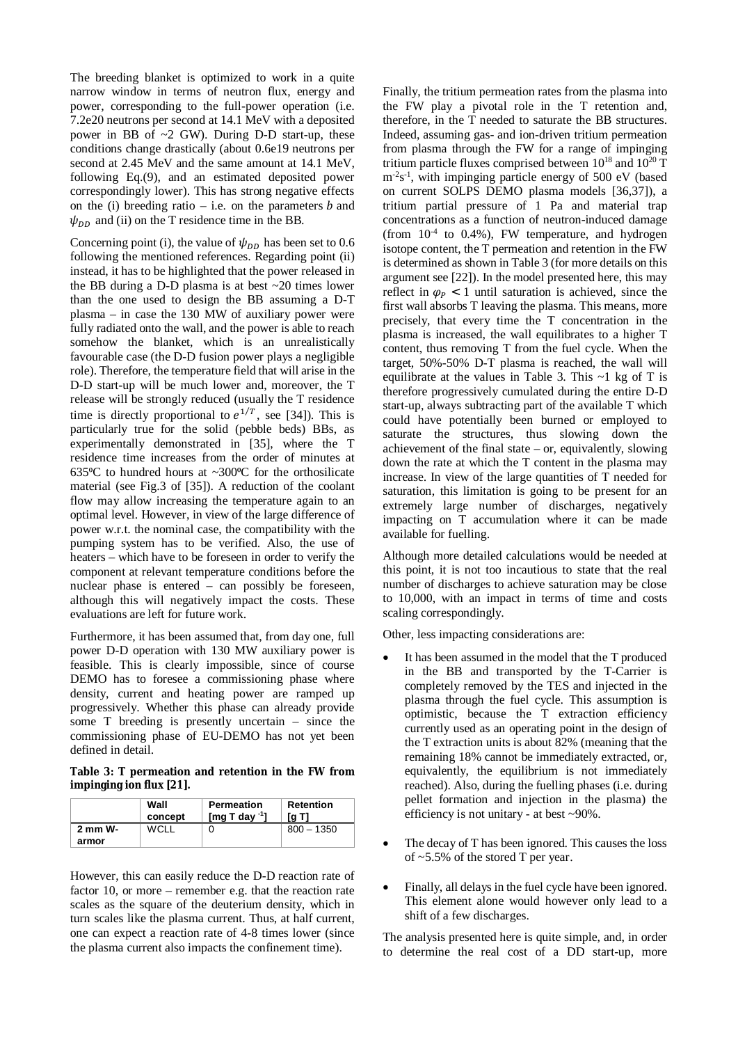The breeding blanket is optimized to work in a quite narrow window in terms of neutron flux, energy and power, corresponding to the full-power operation (i.e. 7.2e20 neutrons per second at 14.1 MeV with a deposited power in BB of ~2 GW). During D-D start-up, these conditions change drastically (about 0.6e19 neutrons per second at 2.45 MeV and the same amount at 14.1 MeV, following Eq.(9), and an estimated deposited power correspondingly lower). This has strong negative effects on the (i) breeding ratio – i.e. on the parameters $b$ and $\psi_{DD}$ and (ii) on the T residence time in the BB.

Concerning point (i), the value of $\psi_{DD}$ has been set to 0.6 following the mentioned references. Regarding point (ii) instead, it has to be highlighted that the power released in the BB during a D-D plasma is at best ~20 times lower than the one used to design the BB assuming a D-T plasma – in case the 130 MW of auxiliary power were fully radiated onto the wall, and the power is able to reach somehow the blanket, which is an unrealistically favourable case (the D-D fusion power plays a negligible role). Therefore, the temperature field that will arise in the D-D start-up will be much lower and, moreover, the T release will be strongly reduced (usually the T residence time is directly proportional to $e^{1/T}$, see [34]). This is particularly true for the solid (pebble beds) BBs, as experimentally demonstrated in [35], where the T residence time increases from the order of minutes at 635ºC to hundred hours at ~300ºC for the orthosilicate material (see Fig.3 of [35]). A reduction of the coolant flow may allow increasing the temperature again to an optimal level. However, in view of the large difference of power w.r.t. the nominal case, the compatibility with the pumping system has to be verified. Also, the use of heaters – which have to be foreseen in order to verify the component at relevant temperature conditions before the nuclear phase is entered – can possibly be foreseen, although this will negatively impact the costs. These evaluations are left for future work.

Furthermore, it has been assumed that, from day one, full power D-D operation with 130 MW auxiliary power is feasible. This is clearly impossible, since of course DEMO has to foresee a commissioning phase where density, current and heating power are ramped up progressively. Whether this phase can already provide some T breeding is presently uncertain – since the commissioning phase of EU-DEMO has not yet been defined in detail.

**Table 3: T permeation and retention in the FW from impinging ion flux [21].**

| | Wall concept | Permeation [mg T day $^{-1}$] | Retention [g T] |
|---|---|---|---|
| 2 mm W-armor | WCLL | 0 | 800 – 1350 |

However, this can easily reduce the D-D reaction rate of factor 10, or more – remember e.g. that the reaction rate scales as the square of the deuterium density, which in turn scales like the plasma current. Thus, at half current, one can expect a reaction rate of 4-8 times lower (since the plasma current also impacts the confinement time).

Finally, the tritium permeation rates from the plasma into the FW play a pivotal role in the T retention and, therefore, in the T needed to saturate the BB structures. Indeed, assuming gas- and ion-driven tritium permeation from plasma through the FW for a range of impinging tritium particle fluxes comprised between $10^{18}$ and $10^{20}$ T $m^{-2}s^{-1}$, with impinging particle energy of 500 eV (based on current SOLPS DEMO plasma models [36,37]), a tritium partial pressure of 1 Pa and material trap concentrations as a function of neutron-induced damage (from $10^{-4}$ to 0.4%), FW temperature, and hydrogen isotope content, the T permeation and retention in the FW is determined as shown in Table 3 (for more details on this argument see [22]). In the model presented here, this may reflect in $\varphi_P < 1$ until saturation is achieved, since the first wall absorbs T leaving the plasma. This means, more precisely, that every time the T concentration in the plasma is increased, the wall equilibrates to a higher T content, thus removing T from the fuel cycle. When the target, 50%-50% D-T plasma is reached, the wall will equilibrate at the values in Table 3. This ~1 kg of T is therefore progressively cumulated during the entire D-D start-up, always subtracting part of the available T which could have potentially been burned or employed to saturate the structures, thus slowing down the achievement of the final state – or, equivalently, slowing down the rate at which the T content in the plasma may increase. In view of the large quantities of T needed for saturation, this limitation is going to be present for an extremely large number of discharges, negatively impacting on T accumulation where it can be made available for fuelling.

Although more detailed calculations would be needed at this point, it is not too incautious to state that the real number of discharges to achieve saturation may be close to 10,000, with an impact in terms of time and costs scaling correspondingly.

Other, less impacting considerations are:

- It has been assumed in the model that the T produced in the BB and transported by the T-Carrier is completely removed by the TES and injected in the plasma through the fuel cycle. This assumption is optimistic, because the T extraction efficiency currently used as an operating point in the design of the T extraction units is about 82% (meaning that the remaining 18% cannot be immediately extracted, or, equivalently, the equilibrium is not immediately reached). Also, during the fuelling phases (i.e. during pellet formation and injection in the plasma) the efficiency is not unitary - at best ~90%.

- The decay of T has been ignored. This causes the loss of ~5.5% of the stored T per year.

- Finally, all delays in the fuel cycle have been ignored. This element alone would however only lead to a shift of a few discharges.

The analysis presented here is quite simple, and, in order to determine the real cost of a DD start-up, more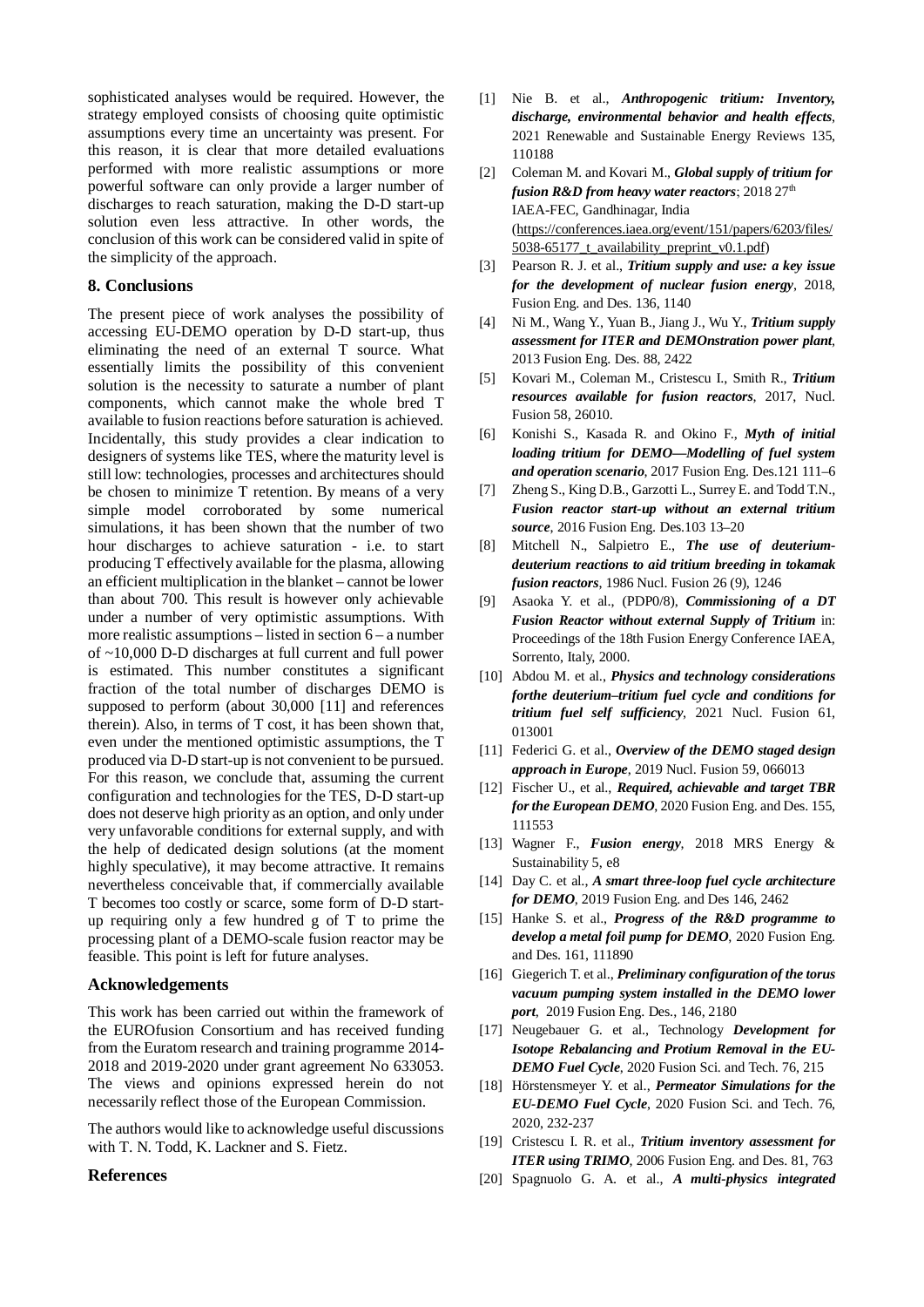sophisticated analyses would be required. However, the strategy employed consists of choosing quite optimistic assumptions every time an uncertainty was present. For this reason, it is clear that more detailed evaluations performed with more realistic assumptions or more powerful software can only provide a larger number of discharges to reach saturation, making the D-D start-up solution even less attractive. In other words, the conclusion of this work can be considered valid in spite of the simplicity of the approach.

## 8. Conclusions

The present piece of work analyses the possibility of accessing EU-DEMO operation by D-D start-up, thus eliminating the need of an external T source. What essentially limits the possibility of this convenient solution is the necessity to saturate a number of plant components, which cannot make the whole bred T available to fusion reactions before saturation is achieved. Incidentally, this study provides a clear indication to designers of systems like TES, where the maturity level is still low: technologies, processes and architectures should be chosen to minimize T retention. By means of a very simple model corroborated by some numerical simulations, it has been shown that the number of two hour discharges to achieve saturation - i.e. to start producing T effectively available for the plasma, allowing an efficient multiplication in the blanket – cannot be lower than about 700. This result is however only achievable under a number of very optimistic assumptions. With more realistic assumptions – listed in section 6 – a number of ~10,000 D-D discharges at full current and full power is estimated. This number constitutes a significant fraction of the total number of discharges DEMO is supposed to perform (about 30,000 [11] and references therein). Also, in terms of T cost, it has been shown that, even under the mentioned optimistic assumptions, the T produced via D-D start-up is not convenient to be pursued. For this reason, we conclude that, assuming the current configuration and technologies for the TES, D-D start-up does not deserve high priority as an option, and only under very unfavorable conditions for external supply, and with the help of dedicated design solutions (at the moment highly speculative), it may become attractive. It remains nevertheless conceivable that, if commercially available T becomes too costly or scarce, some form of D-D start-up requiring only a few hundred g of T to prime the processing plant of a DEMO-scale fusion reactor may be feasible. This point is left for future analyses.

## Acknowledgements

This work has been carried out within the framework of the EUROfusion Consortium and has received funding from the Euratom research and training programme 2014-2018 and 2019-2020 under grant agreement No 633053. The views and opinions expressed herein do not necessarily reflect those of the European Commission.

The authors would like to acknowledge useful discussions with T. N. Todd, K. Lackner and S. Fietz.

## References

[1] Nie B. et al., ***Anthropogenic tritium: Inventory, discharge, environmental behavior and health effects***, 2021 Renewable and Sustainable Energy Reviews 135, 110188

[2] Coleman M. and Kovari M., ***Global supply of tritium for fusion R&D from heavy water reactors***; 2018 27th IAEA-FEC, Gandhinagar, India (https://conferences.iaea.org/event/151/papers/6203/files/5038-65177_t_availability_preprint_v0.1.pdf)

[3] Pearson R. J. et al., ***Tritium supply and use: a key issue for the development of nuclear fusion energy***, 2018, Fusion Eng. and Des. 136, 1140

[4] Ni M., Wang Y., Yuan B., Jiang J., Wu Y., ***Tritium supply assessment for ITER and DEMOnstration power plant***, 2013 Fusion Eng. Des. 88, 2422

[5] Kovari M., Coleman M., Cristescu I., Smith R., ***Tritium resources available for fusion reactors***, 2017, Nucl. Fusion 58, 26010.

[6] Konishi S., Kasada R. and Okino F., ***Myth of initial loading tritium for DEMO—Modelling of fuel system and operation scenario***, 2017 Fusion Eng. Des.121 111–6

[7] Zheng S., King D.B., Garzotti L., Surrey E. and Todd T.N., ***Fusion reactor start-up without an external tritium source***, 2016 Fusion Eng. Des.103 13–20

[8] Mitchell N., Salpietro E., ***The use of deuterium-deuterium reactions to aid tritium breeding in tokamak fusion reactors***, 1986 Nucl. Fusion 26 (9), 1246

[9] Asaoka Y. et al., (PDP0/8), ***Commissioning of a DT Fusion Reactor without external Supply of Tritium*** in: Proceedings of the 18th Fusion Energy Conference IAEA, Sorrento, Italy, 2000.

[10] Abdou M. et al., ***Physics and technology considerations forthe deuterium–tritium fuel cycle and conditions for tritium fuel self sufficiency***, 2021 Nucl. Fusion 61, 013001

[11] Federici G. et al., ***Overview of the DEMO staged design approach in Europe***, 2019 Nucl. Fusion 59, 066013

[12] Fischer U., et al., ***Required, achievable and target TBR for the European DEMO***, 2020 Fusion Eng. and Des. 155, 111553

[13] Wagner F., ***Fusion energy***, 2018 MRS Energy & Sustainability 5, e8

[14] Day C. et al., ***A smart three-loop fuel cycle architecture for DEMO***, 2019 Fusion Eng. and Des 146, 2462

[15] Hanke S. et al., ***Progress of the R&D programme to develop a metal foil pump for DEMO***, 2020 Fusion Eng. and Des. 161, 111890

[16] Giegerich T. et al., ***Preliminary configuration of the torus vacuum pumping system installed in the DEMO lower port***, 2019 Fusion Eng. Des., 146, 2180

[17] Neugebauer G. et al., Technology ***Development for Isotope Rebalancing and Protium Removal in the EU-DEMO Fuel Cycle***, 2020 Fusion Sci. and Tech. 76, 215

[18] Hörstensmeyer Y. et al., ***Permeator Simulations for the EU-DEMO Fuel Cycle***, 2020 Fusion Sci. and Tech. 76, 2020, 232-237

[19] Cristescu I. R. et al., ***Tritium inventory assessment for ITER using TRIMO***, 2006 Fusion Eng. and Des. 81, 763

[20] Spagnuolo G. A. et al., ***A multi-physics integrated***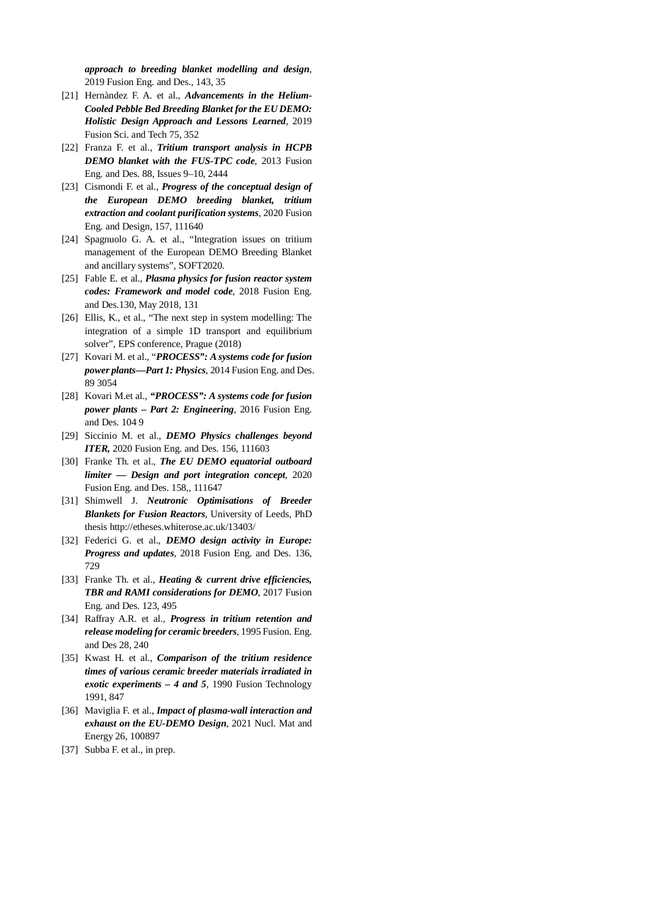***approach to breeding blanket modelling and design***, 2019 Fusion Eng. and Des., 143, 35

[21] Hernàndez F. A. et al., ***Advancements in the Helium-Cooled Pebble Bed Breeding Blanket for the EU DEMO: Holistic Design Approach and Lessons Learned***, 2019 Fusion Sci. and Tech 75, 352

[22] Franza F. et al., ***Tritium transport analysis in HCPB DEMO blanket with the FUS-TPC code***, 2013 Fusion Eng. and Des. 88, Issues 9–10, 2444

[23] Cismondi F. et al., ***Progress of the conceptual design of the European DEMO breeding blanket, tritium extraction and coolant purification systems***, 2020 Fusion Eng. and Design, 157, 111640

[24] Spagnuolo G. A. et al., "Integration issues on tritium management of the European DEMO Breeding Blanket and ancillary systems", SOFT2020.

[25] Fable E. et al., ***Plasma physics for fusion reactor system codes: Framework and model code***, 2018 Fusion Eng. and Des.130, May 2018, 131

[26] Ellis, K., et al., "The next step in system modelling: The integration of a simple 1D transport and equilibrium solver", EPS conference, Prague (2018)

[27] Kovari M. et al., "***PROCESS": A systems code for fusion power plants—Part 1: Physics***, 2014 Fusion Eng. and Des. 89 3054

[28] Kovari M.et al., ***"PROCESS": A systems code for fusion power plants – Part 2: Engineering***, 2016 Fusion Eng. and Des. 104 9

[29] Siccinio M. et al., ***DEMO Physics challenges beyond ITER,*** 2020 Fusion Eng. and Des. 156, 111603

[30] Franke Th. et al., ***The EU DEMO equatorial outboard limiter — Design and port integration concept***, 2020 Fusion Eng. and Des. 158,, 111647

[31] Shimwell J. ***Neutronic Optimisations of Breeder Blankets for Fusion Reactors***, University of Leeds, PhD thesis http://etheses.whiterose.ac.uk/13403/

[32] Federici G. et al., ***DEMO design activity in Europe: Progress and updates***, 2018 Fusion Eng. and Des. 136, 729

[33] Franke Th. et al., ***Heating & current drive efficiencies, TBR and RAMI considerations for DEMO***, 2017 Fusion Eng. and Des. 123, 495

[34] Raffray A.R. et al., ***Progress in tritium retention and release modeling for ceramic breeders***, 1995 Fusion. Eng. and Des 28, 240

[35] Kwast H. et al., ***Comparison of the tritium residence times of various ceramic breeder materials irradiated in exotic experiments – 4 and 5***, 1990 Fusion Technology 1991, 847

[36] Maviglia F. et al., ***Impact of plasma-wall interaction and exhaust on the EU-DEMO Design***, 2021 Nucl. Mat and Energy 26, 100897

[37] Subba F. et al., in prep.